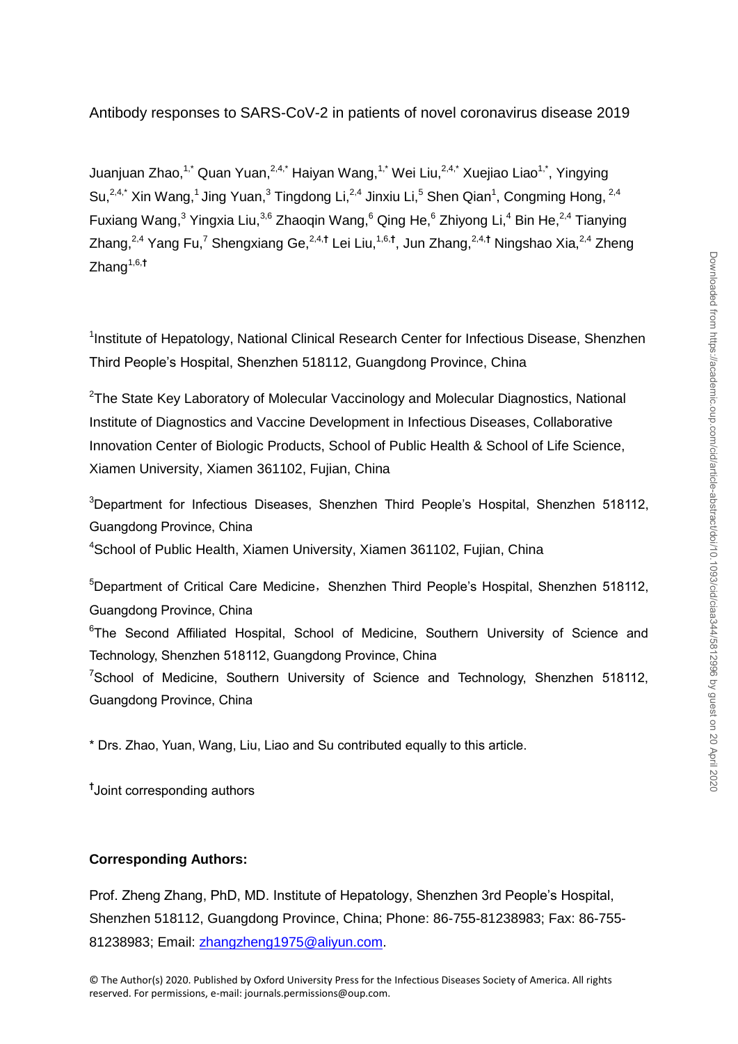# Antibody responses to SARS-CoV-2 in patients of novel coronavirus disease 2019

Juanjuan Zhao,[1,*] Quan Yuan,[2,4,*] Haiyan Wang,[1,*] Wei Liu,[2,4,*] Xuejiao Liao[1,*], Yingying Su,[2,4,*] Xin Wang,[1] Jing Yuan,[3] Tingdong Li,[2,4] Jinxiu Li,[5] Shen Qian[1], Congming Hong,[2,4] Fuxiang Wang,[3] Yingxia Liu,[3,6] Zhaoqin Wang,[6] Qing He,[6] Zhiyong Li,[4] Bin He,[2,4] Tianying Zhang,[2,4] Yang Fu,[7] Shengxiang Ge,[2,4,†] Lei Liu,[1,6,†], Jun Zhang,[2,4,†] Ningshao Xia,[2,4] Zheng Zhang[1,6,†]

[1]Institute of Hepatology, National Clinical Research Center for Infectious Disease, Shenzhen Third People's Hospital, Shenzhen 518112, Guangdong Province, China

[2]The State Key Laboratory of Molecular Vaccinology and Molecular Diagnostics, National Institute of Diagnostics and Vaccine Development in Infectious Diseases, Collaborative Innovation Center of Biologic Products, School of Public Health & School of Life Science, Xiamen University, Xiamen 361102, Fujian, China

[3]Department for Infectious Diseases, Shenzhen Third People's Hospital, Shenzhen 518112, Guangdong Province, China

[4]School of Public Health, Xiamen University, Xiamen 361102, Fujian, China

[5]Department of Critical Care Medicine，Shenzhen Third People's Hospital, Shenzhen 518112, Guangdong Province, China

[6]The Second Affiliated Hospital, School of Medicine, Southern University of Science and Technology, Shenzhen 518112, Guangdong Province, China

[7]School of Medicine, Southern University of Science and Technology, Shenzhen 518112, Guangdong Province, China

* Drs. Zhao, Yuan, Wang, Liu, Liao and Su contributed equally to this article.

[†]Joint corresponding authors

**Corresponding Authors:**

Prof. Zheng Zhang, PhD, MD. Institute of Hepatology, Shenzhen 3rd People's Hospital, Shenzhen 518112, Guangdong Province, China; Phone: 86-755-81238983; Fax: 86-755-81238983; Email: zhangzheng1975@aliyun.com.

© The Author(s) 2020. Published by Oxford University Press for the Infectious Diseases Society of America. All rights reserved. For permissions, e-mail: journals.permissions@oup.com.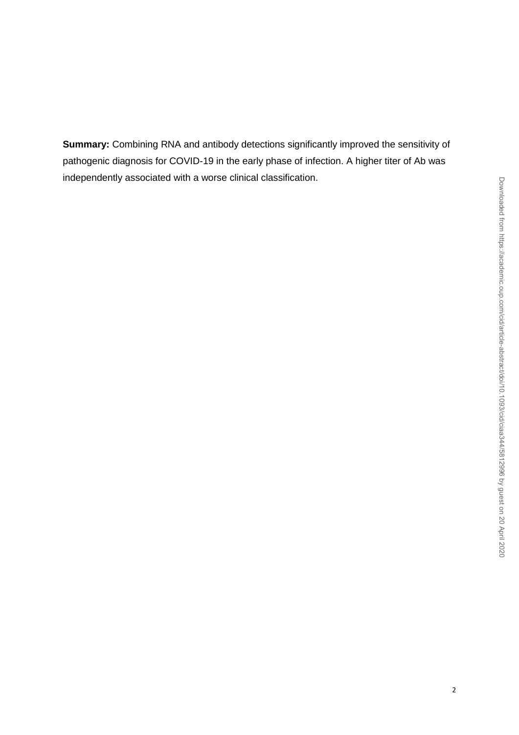**Summary:** Combining RNA and antibody detections significantly improved the sensitivity of pathogenic diagnosis for COVID-19 in the early phase of infection. A higher titer of Ab was independently associated with a worse clinical classification.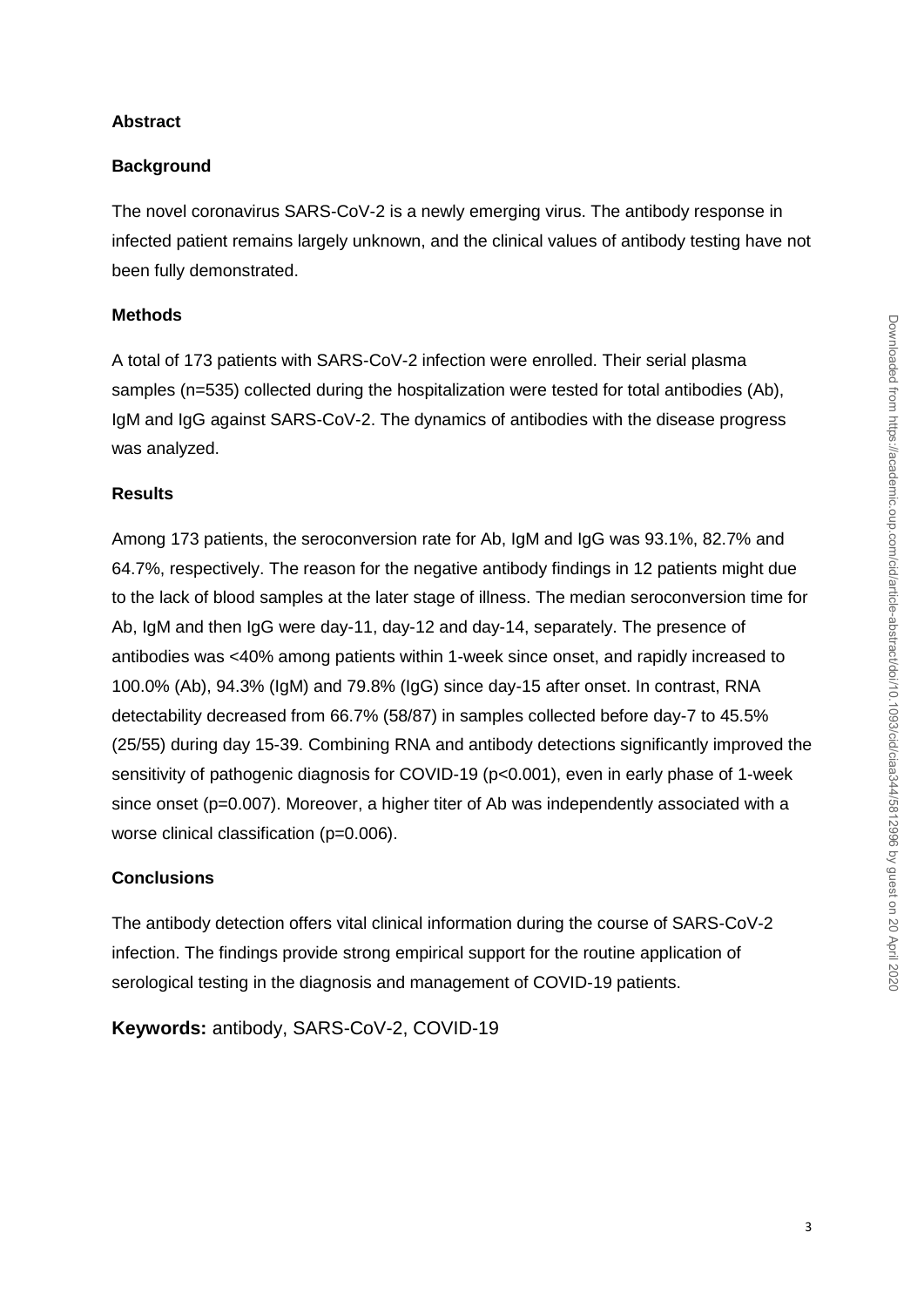## Abstract

### Background

The novel coronavirus SARS-CoV-2 is a newly emerging virus. The antibody response in infected patient remains largely unknown, and the clinical values of antibody testing have not been fully demonstrated.

### Methods

A total of 173 patients with SARS-CoV-2 infection were enrolled. Their serial plasma samples (n=535) collected during the hospitalization were tested for total antibodies (Ab), IgM and IgG against SARS-CoV-2. The dynamics of antibodies with the disease progress was analyzed.

### Results

Among 173 patients, the seroconversion rate for Ab, IgM and IgG was 93.1%, 82.7% and 64.7%, respectively. The reason for the negative antibody findings in 12 patients might due to the lack of blood samples at the later stage of illness. The median seroconversion time for Ab, IgM and then IgG were day-11, day-12 and day-14, separately. The presence of antibodies was <40% among patients within 1-week since onset, and rapidly increased to 100.0% (Ab), 94.3% (IgM) and 79.8% (IgG) since day-15 after onset. In contrast, RNA detectability decreased from 66.7% (58/87) in samples collected before day-7 to 45.5% (25/55) during day 15-39. Combining RNA and antibody detections significantly improved the sensitivity of pathogenic diagnosis for COVID-19 ($p<0.001$), even in early phase of 1-week since onset ($p=0.007$). Moreover, a higher titer of Ab was independently associated with a worse clinical classification ($p=0.006$).

### Conclusions

The antibody detection offers vital clinical information during the course of SARS-CoV-2 infection. The findings provide strong empirical support for the routine application of serological testing in the diagnosis and management of COVID-19 patients.

**Keywords:** antibody, SARS-CoV-2, COVID-19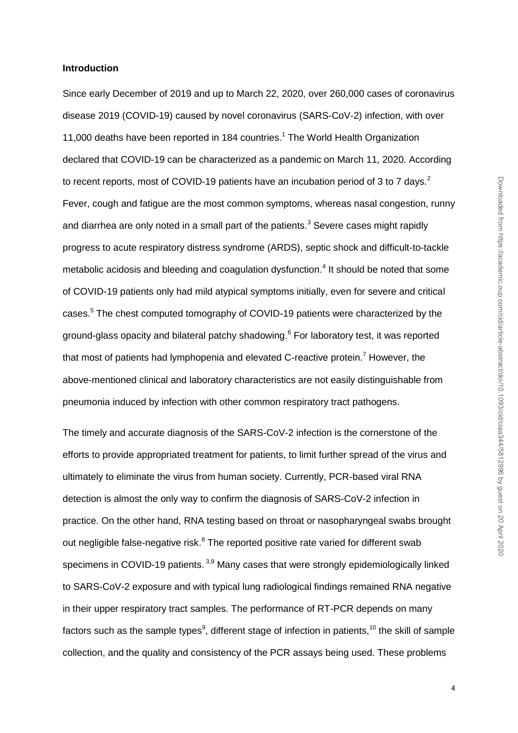## Introduction

Since early December of 2019 and up to March 22, 2020, over 260,000 cases of coronavirus disease 2019 (COVID-19) caused by novel coronavirus (SARS-CoV-2) infection, with over 11,000 deaths have been reported in 184 countries.[1] The World Health Organization declared that COVID-19 can be characterized as a pandemic on March 11, 2020. According to recent reports, most of COVID-19 patients have an incubation period of 3 to 7 days.[2] Fever, cough and fatigue are the most common symptoms, whereas nasal congestion, runny and diarrhea are only noted in a small part of the patients.[3] Severe cases might rapidly progress to acute respiratory distress syndrome (ARDS), septic shock and difficult-to-tackle metabolic acidosis and bleeding and coagulation dysfunction.[4] It should be noted that some of COVID-19 patients only had mild atypical symptoms initially, even for severe and critical cases.[5] The chest computed tomography of COVID-19 patients were characterized by the ground-glass opacity and bilateral patchy shadowing.[6] For laboratory test, it was reported that most of patients had lymphopenia and elevated C-reactive protein.[7] However, the above-mentioned clinical and laboratory characteristics are not easily distinguishable from pneumonia induced by infection with other common respiratory tract pathogens.

The timely and accurate diagnosis of the SARS-CoV-2 infection is the cornerstone of the efforts to provide appropriated treatment for patients, to limit further spread of the virus and ultimately to eliminate the virus from human society. Currently, PCR-based viral RNA detection is almost the only way to confirm the diagnosis of SARS-CoV-2 infection in practice. On the other hand, RNA testing based on throat or nasopharyngeal swabs brought out negligible false-negative risk.[8] The reported positive rate varied for different swab specimens in COVID-19 patients.[3,9] Many cases that were strongly epidemiologically linked to SARS-CoV-2 exposure and with typical lung radiological findings remained RNA negative in their upper respiratory tract samples. The performance of RT-PCR depends on many factors such as the sample types[9], different stage of infection in patients,[10] the skill of sample collection, and the quality and consistency of the PCR assays being used. These problems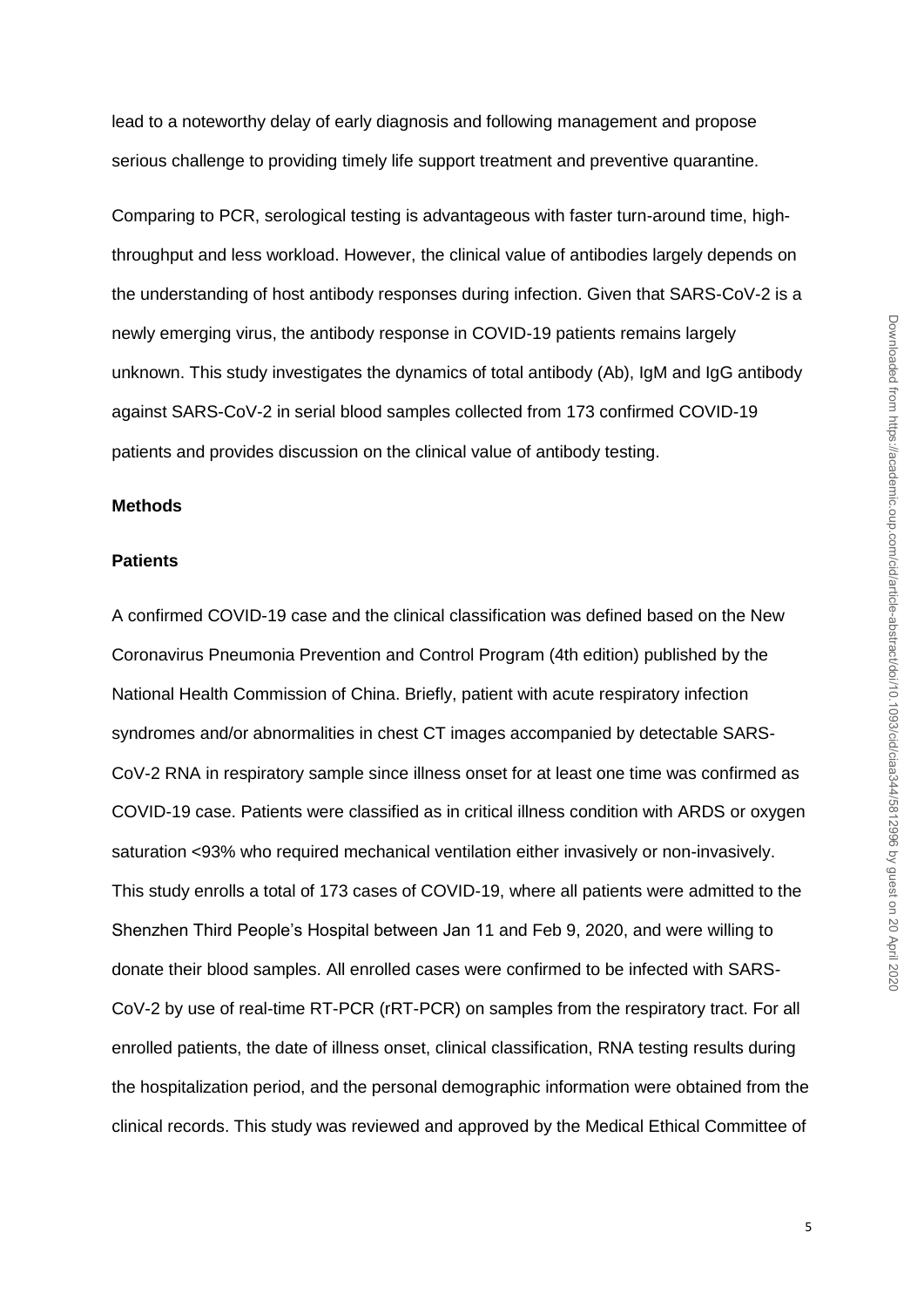lead to a noteworthy delay of early diagnosis and following management and propose serious challenge to providing timely life support treatment and preventive quarantine.

Comparing to PCR, serological testing is advantageous with faster turn-around time, high-throughput and less workload. However, the clinical value of antibodies largely depends on the understanding of host antibody responses during infection. Given that SARS-CoV-2 is a newly emerging virus, the antibody response in COVID-19 patients remains largely unknown. This study investigates the dynamics of total antibody (Ab), IgM and IgG antibody against SARS-CoV-2 in serial blood samples collected from 173 confirmed COVID-19 patients and provides discussion on the clinical value of antibody testing.

## Methods

### Patients

A confirmed COVID-19 case and the clinical classification was defined based on the New Coronavirus Pneumonia Prevention and Control Program (4th edition) published by the National Health Commission of China. Briefly, patient with acute respiratory infection syndromes and/or abnormalities in chest CT images accompanied by detectable SARS-CoV-2 RNA in respiratory sample since illness onset for at least one time was confirmed as COVID-19 case. Patients were classified as in critical illness condition with ARDS or oxygen saturation <93% who required mechanical ventilation either invasively or non-invasively. This study enrolls a total of 173 cases of COVID-19, where all patients were admitted to the Shenzhen Third People's Hospital between Jan 11 and Feb 9, 2020, and were willing to donate their blood samples. All enrolled cases were confirmed to be infected with SARS-CoV-2 by use of real-time RT-PCR (rRT-PCR) on samples from the respiratory tract. For all enrolled patients, the date of illness onset, clinical classification, RNA testing results during the hospitalization period, and the personal demographic information were obtained from the clinical records. This study was reviewed and approved by the Medical Ethical Committee of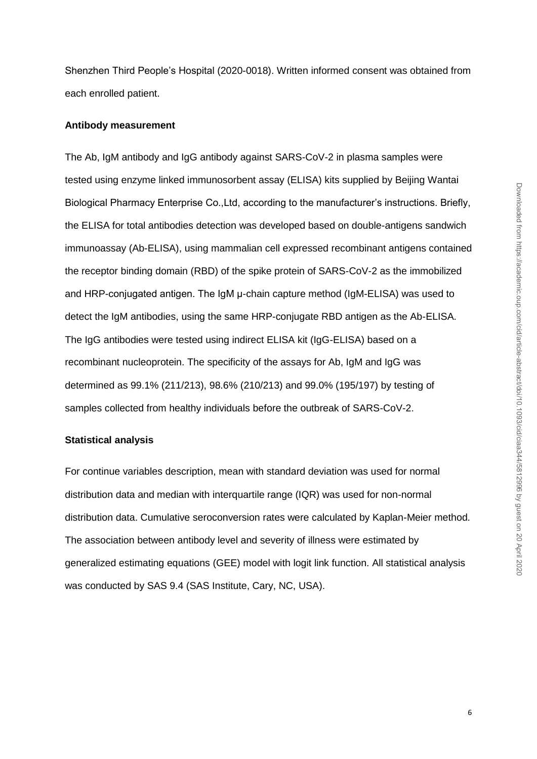Shenzhen Third People's Hospital (2020-0018). Written informed consent was obtained from each enrolled patient.

**Antibody measurement**

The Ab, IgM antibody and IgG antibody against SARS-CoV-2 in plasma samples were tested using enzyme linked immunosorbent assay (ELISA) kits supplied by Beijing Wantai Biological Pharmacy Enterprise Co.,Ltd, according to the manufacturer's instructions. Briefly, the ELISA for total antibodies detection was developed based on double-antigens sandwich immunoassay (Ab-ELISA), using mammalian cell expressed recombinant antigens contained the receptor binding domain (RBD) of the spike protein of SARS-CoV-2 as the immobilized and HRP-conjugated antigen. The IgM μ-chain capture method (IgM-ELISA) was used to detect the IgM antibodies, using the same HRP-conjugate RBD antigen as the Ab-ELISA. The IgG antibodies were tested using indirect ELISA kit (IgG-ELISA) based on a recombinant nucleoprotein. The specificity of the assays for Ab, IgM and IgG was determined as 99.1% (211/213), 98.6% (210/213) and 99.0% (195/197) by testing of samples collected from healthy individuals before the outbreak of SARS-CoV-2.

**Statistical analysis**

For continue variables description, mean with standard deviation was used for normal distribution data and median with interquartile range (IQR) was used for non-normal distribution data. Cumulative seroconversion rates were calculated by Kaplan-Meier method. The association between antibody level and severity of illness were estimated by generalized estimating equations (GEE) model with logit link function. All statistical analysis was conducted by SAS 9.4 (SAS Institute, Cary, NC, USA).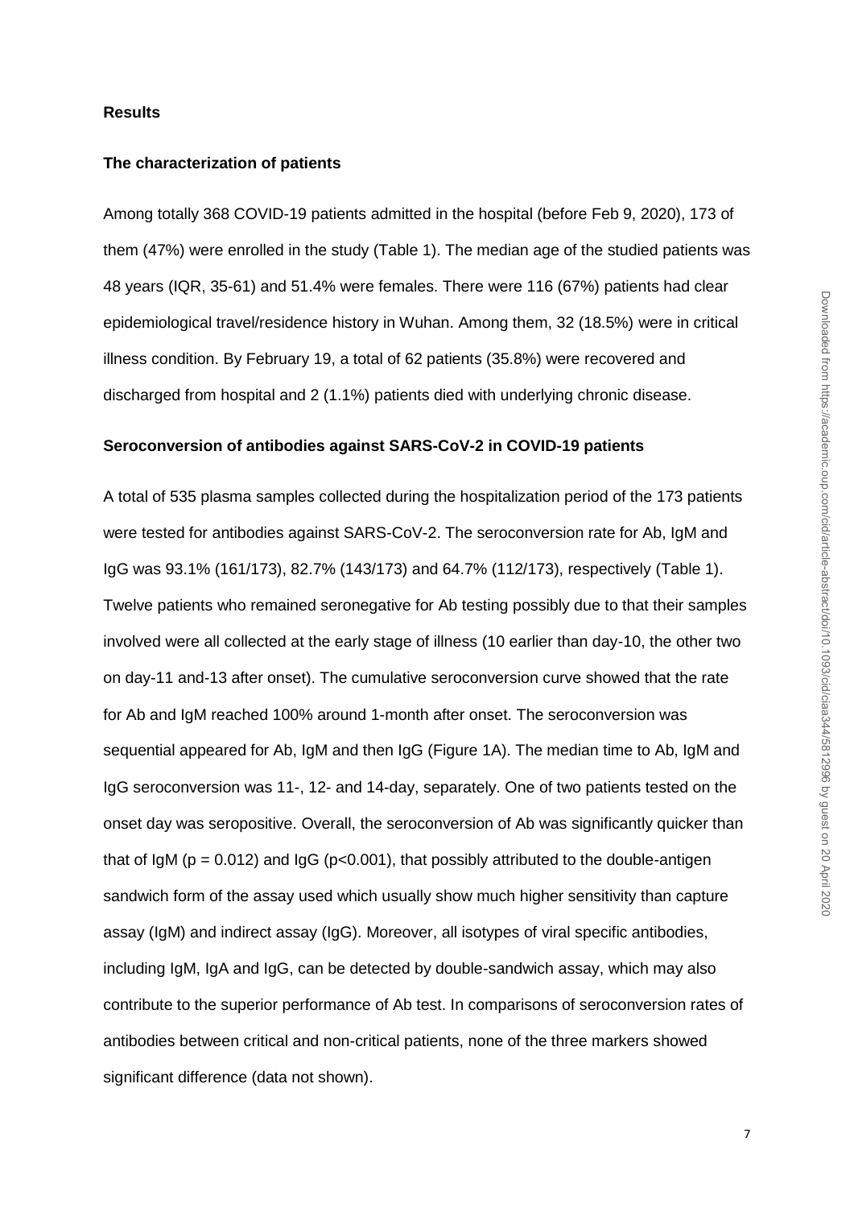## Results

### The characterization of patients

Among totally 368 COVID-19 patients admitted in the hospital (before Feb 9, 2020), 173 of them (47%) were enrolled in the study (Table 1). The median age of the studied patients was 48 years (IQR, 35-61) and 51.4% were females. There were 116 (67%) patients had clear epidemiological travel/residence history in Wuhan. Among them, 32 (18.5%) were in critical illness condition. By February 19, a total of 62 patients (35.8%) were recovered and discharged from hospital and 2 (1.1%) patients died with underlying chronic disease.

### Seroconversion of antibodies against SARS-CoV-2 in COVID-19 patients

A total of 535 plasma samples collected during the hospitalization period of the 173 patients were tested for antibodies against SARS-CoV-2. The seroconversion rate for Ab, IgM and IgG was 93.1% (161/173), 82.7% (143/173) and 64.7% (112/173), respectively (Table 1). Twelve patients who remained seronegative for Ab testing possibly due to that their samples involved were all collected at the early stage of illness (10 earlier than day-10, the other two on day-11 and-13 after onset). The cumulative seroconversion curve showed that the rate for Ab and IgM reached 100% around 1-month after onset. The seroconversion was sequential appeared for Ab, IgM and then IgG (Figure 1A). The median time to Ab, IgM and IgG seroconversion was 11-, 12- and 14-day, separately. One of two patients tested on the onset day was seropositive. Overall, the seroconversion of Ab was significantly quicker than that of IgM ($p = 0.012$) and IgG ($p<0.001$), that possibly attributed to the double-antigen sandwich form of the assay used which usually show much higher sensitivity than capture assay (IgM) and indirect assay (IgG). Moreover, all isotypes of viral specific antibodies, including IgM, IgA and IgG, can be detected by double-sandwich assay, which may also contribute to the superior performance of Ab test. In comparisons of seroconversion rates of antibodies between critical and non-critical patients, none of the three markers showed significant difference (data not shown).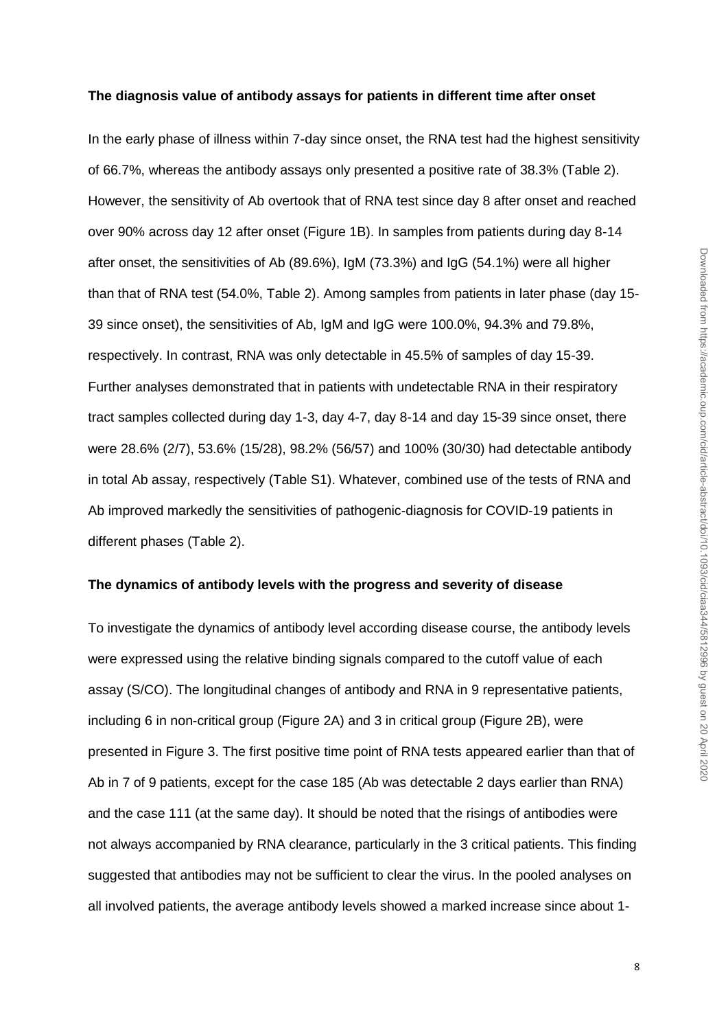**The diagnosis value of antibody assays for patients in different time after onset**

In the early phase of illness within 7-day since onset, the RNA test had the highest sensitivity of 66.7%, whereas the antibody assays only presented a positive rate of 38.3% (Table 2). However, the sensitivity of Ab overtook that of RNA test since day 8 after onset and reached over 90% across day 12 after onset (Figure 1B). In samples from patients during day 8-14 after onset, the sensitivities of Ab (89.6%), IgM (73.3%) and IgG (54.1%) were all higher than that of RNA test (54.0%, Table 2). Among samples from patients in later phase (day 15-39 since onset), the sensitivities of Ab, IgM and IgG were 100.0%, 94.3% and 79.8%, respectively. In contrast, RNA was only detectable in 45.5% of samples of day 15-39. Further analyses demonstrated that in patients with undetectable RNA in their respiratory tract samples collected during day 1-3, day 4-7, day 8-14 and day 15-39 since onset, there were 28.6% (2/7), 53.6% (15/28), 98.2% (56/57) and 100% (30/30) had detectable antibody in total Ab assay, respectively (Table S1). Whatever, combined use of the tests of RNA and Ab improved markedly the sensitivities of pathogenic-diagnosis for COVID-19 patients in different phases (Table 2).

**The dynamics of antibody levels with the progress and severity of disease**

To investigate the dynamics of antibody level according disease course, the antibody levels were expressed using the relative binding signals compared to the cutoff value of each assay (S/CO). The longitudinal changes of antibody and RNA in 9 representative patients, including 6 in non-critical group (Figure 2A) and 3 in critical group (Figure 2B), were presented in Figure 3. The first positive time point of RNA tests appeared earlier than that of Ab in 7 of 9 patients, except for the case 185 (Ab was detectable 2 days earlier than RNA) and the case 111 (at the same day). It should be noted that the risings of antibodies were not always accompanied by RNA clearance, particularly in the 3 critical patients. This finding suggested that antibodies may not be sufficient to clear the virus. In the pooled analyses on all involved patients, the average antibody levels showed a marked increase since about 1-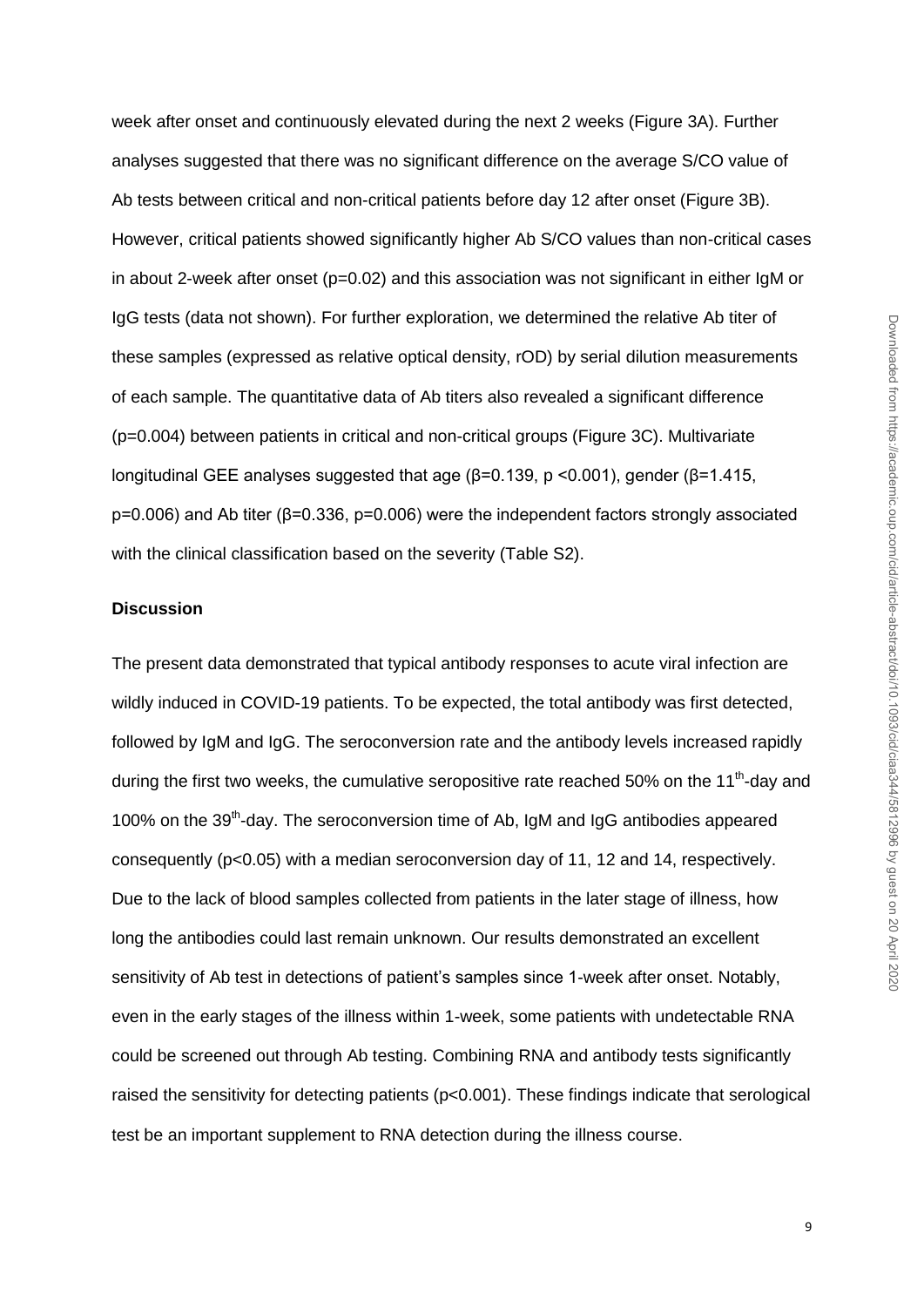week after onset and continuously elevated during the next 2 weeks (Figure 3A). Further analyses suggested that there was no significant difference on the average S/CO value of Ab tests between critical and non-critical patients before day 12 after onset (Figure 3B). However, critical patients showed significantly higher Ab S/CO values than non-critical cases in about 2-week after onset ($p=0.02$) and this association was not significant in either IgM or IgG tests (data not shown). For further exploration, we determined the relative Ab titer of these samples (expressed as relative optical density, rOD) by serial dilution measurements of each sample. The quantitative data of Ab titers also revealed a significant difference ($p=0.004$) between patients in critical and non-critical groups (Figure 3C). Multivariate longitudinal GEE analyses suggested that age ($\beta=0.139$, $p<0.001$), gender ($\beta=1.415$, $p=0.006$) and Ab titer ($\beta=0.336$, $p=0.006$) were the independent factors strongly associated with the clinical classification based on the severity (Table S2).

## Discussion

The present data demonstrated that typical antibody responses to acute viral infection are wildly induced in COVID-19 patients. To be expected, the total antibody was first detected, followed by IgM and IgG. The seroconversion rate and the antibody levels increased rapidly during the first two weeks, the cumulative seropositive rate reached 50% on the 11$^{th}$-day and 100% on the 39$^{th}$-day. The seroconversion time of Ab, IgM and IgG antibodies appeared consequently ($p<0.05$) with a median seroconversion day of 11, 12 and 14, respectively. Due to the lack of blood samples collected from patients in the later stage of illness, how long the antibodies could last remain unknown. Our results demonstrated an excellent sensitivity of Ab test in detections of patient's samples since 1-week after onset. Notably, even in the early stages of the illness within 1-week, some patients with undetectable RNA could be screened out through Ab testing. Combining RNA and antibody tests significantly raised the sensitivity for detecting patients ($p<0.001$). These findings indicate that serological test be an important supplement to RNA detection during the illness course.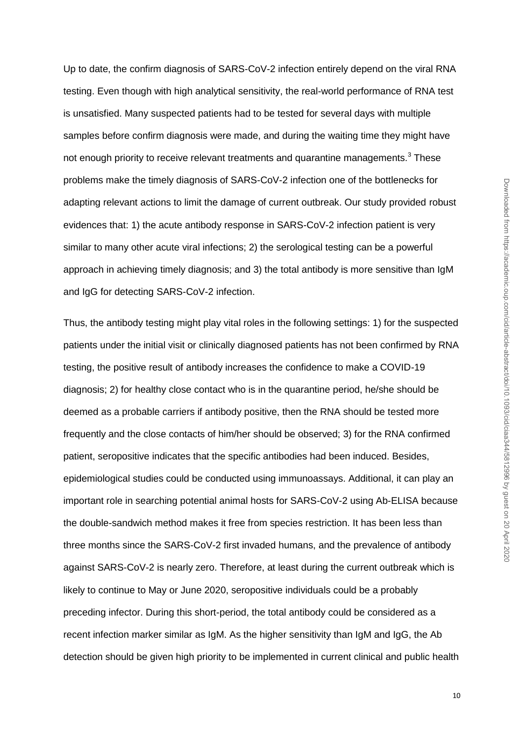Up to date, the confirm diagnosis of SARS-CoV-2 infection entirely depend on the viral RNA testing. Even though with high analytical sensitivity, the real-world performance of RNA test is unsatisfied. Many suspected patients had to be tested for several days with multiple samples before confirm diagnosis were made, and during the waiting time they might have not enough priority to receive relevant treatments and quarantine managements.[3] These problems make the timely diagnosis of SARS-CoV-2 infection one of the bottlenecks for adapting relevant actions to limit the damage of current outbreak. Our study provided robust evidences that: 1) the acute antibody response in SARS-CoV-2 infection patient is very similar to many other acute viral infections; 2) the serological testing can be a powerful approach in achieving timely diagnosis; and 3) the total antibody is more sensitive than IgM and IgG for detecting SARS-CoV-2 infection.

Thus, the antibody testing might play vital roles in the following settings: 1) for the suspected patients under the initial visit or clinically diagnosed patients has not been confirmed by RNA testing, the positive result of antibody increases the confidence to make a COVID-19 diagnosis; 2) for healthy close contact who is in the quarantine period, he/she should be deemed as a probable carriers if antibody positive, then the RNA should be tested more frequently and the close contacts of him/her should be observed; 3) for the RNA confirmed patient, seropositive indicates that the specific antibodies had been induced. Besides, epidemiological studies could be conducted using immunoassays. Additional, it can play an important role in searching potential animal hosts for SARS-CoV-2 using Ab-ELISA because the double-sandwich method makes it free from species restriction. It has been less than three months since the SARS-CoV-2 first invaded humans, and the prevalence of antibody against SARS-CoV-2 is nearly zero. Therefore, at least during the current outbreak which is likely to continue to May or June 2020, seropositive individuals could be a probably preceding infector. During this short-period, the total antibody could be considered as a recent infection marker similar as IgM. As the higher sensitivity than IgM and IgG, the Ab detection should be given high priority to be implemented in current clinical and public health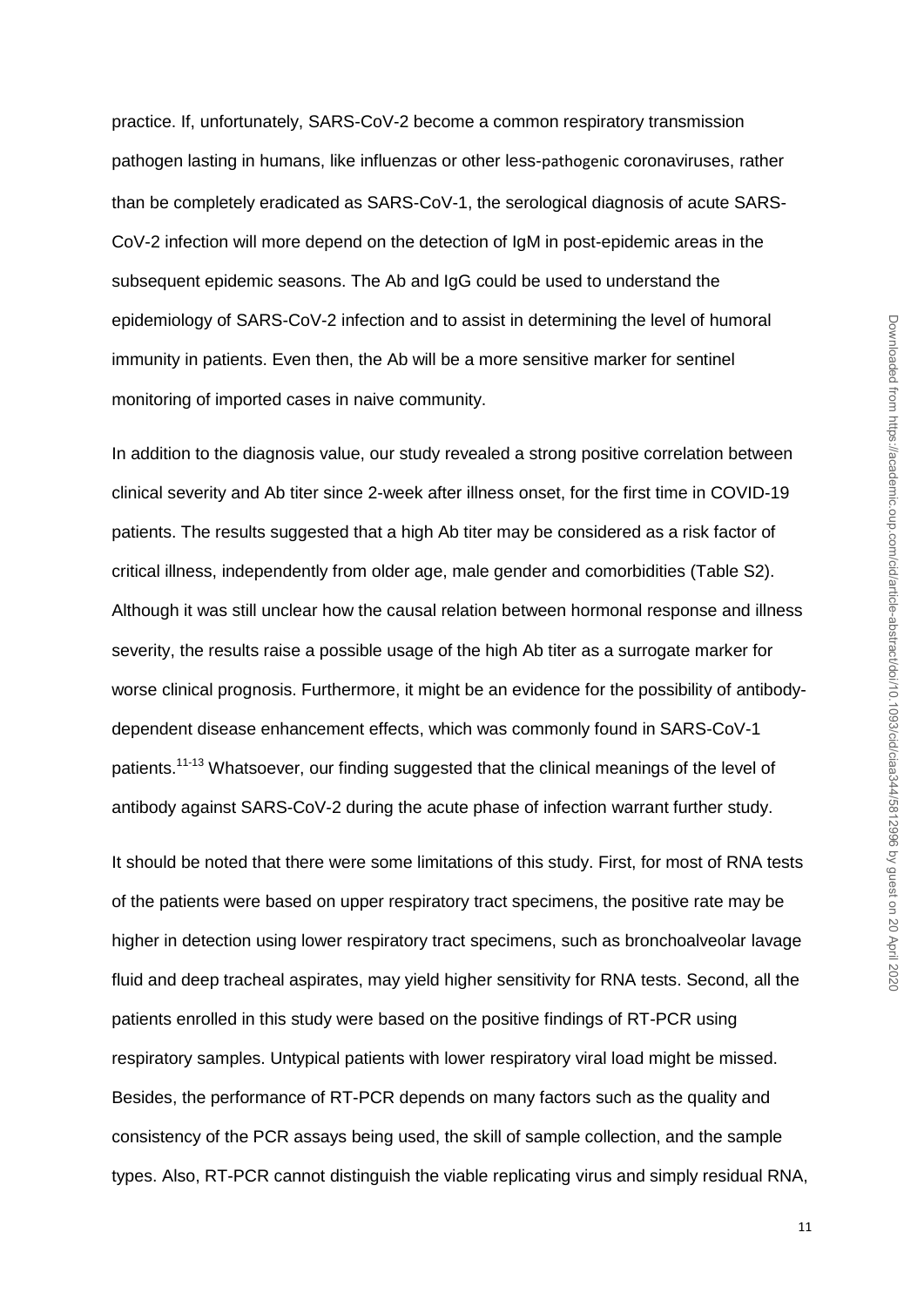practice. If, unfortunately, SARS-CoV-2 become a common respiratory transmission pathogen lasting in humans, like influenzas or other less-pathogenic coronaviruses, rather than be completely eradicated as SARS-CoV-1, the serological diagnosis of acute SARS-CoV-2 infection will more depend on the detection of IgM in post-epidemic areas in the subsequent epidemic seasons. The Ab and IgG could be used to understand the epidemiology of SARS-CoV-2 infection and to assist in determining the level of humoral immunity in patients. Even then, the Ab will be a more sensitive marker for sentinel monitoring of imported cases in naive community.

In addition to the diagnosis value, our study revealed a strong positive correlation between clinical severity and Ab titer since 2-week after illness onset, for the first time in COVID-19 patients. The results suggested that a high Ab titer may be considered as a risk factor of critical illness, independently from older age, male gender and comorbidities (Table S2). Although it was still unclear how the causal relation between hormonal response and illness severity, the results raise a possible usage of the high Ab titer as a surrogate marker for worse clinical prognosis. Furthermore, it might be an evidence for the possibility of antibody-dependent disease enhancement effects, which was commonly found in SARS-CoV-1 patients.[11-13] Whatsoever, our finding suggested that the clinical meanings of the level of antibody against SARS-CoV-2 during the acute phase of infection warrant further study.

It should be noted that there were some limitations of this study. First, for most of RNA tests of the patients were based on upper respiratory tract specimens, the positive rate may be higher in detection using lower respiratory tract specimens, such as bronchoalveolar lavage fluid and deep tracheal aspirates, may yield higher sensitivity for RNA tests. Second, all the patients enrolled in this study were based on the positive findings of RT-PCR using respiratory samples. Untypical patients with lower respiratory viral load might be missed. Besides, the performance of RT-PCR depends on many factors such as the quality and consistency of the PCR assays being used, the skill of sample collection, and the sample types. Also, RT-PCR cannot distinguish the viable replicating virus and simply residual RNA,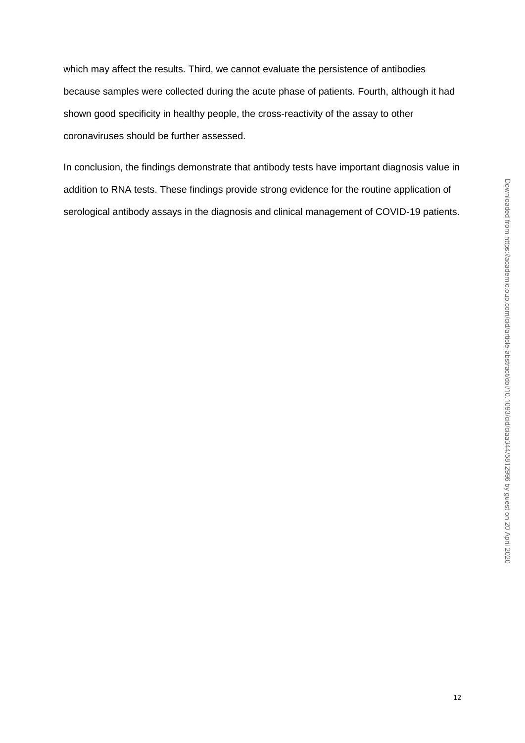which may affect the results. Third, we cannot evaluate the persistence of antibodies because samples were collected during the acute phase of patients. Fourth, although it had shown good specificity in healthy people, the cross-reactivity of the assay to other coronaviruses should be further assessed.

In conclusion, the findings demonstrate that antibody tests have important diagnosis value in addition to RNA tests. These findings provide strong evidence for the routine application of serological antibody assays in the diagnosis and clinical management of COVID-19 patients.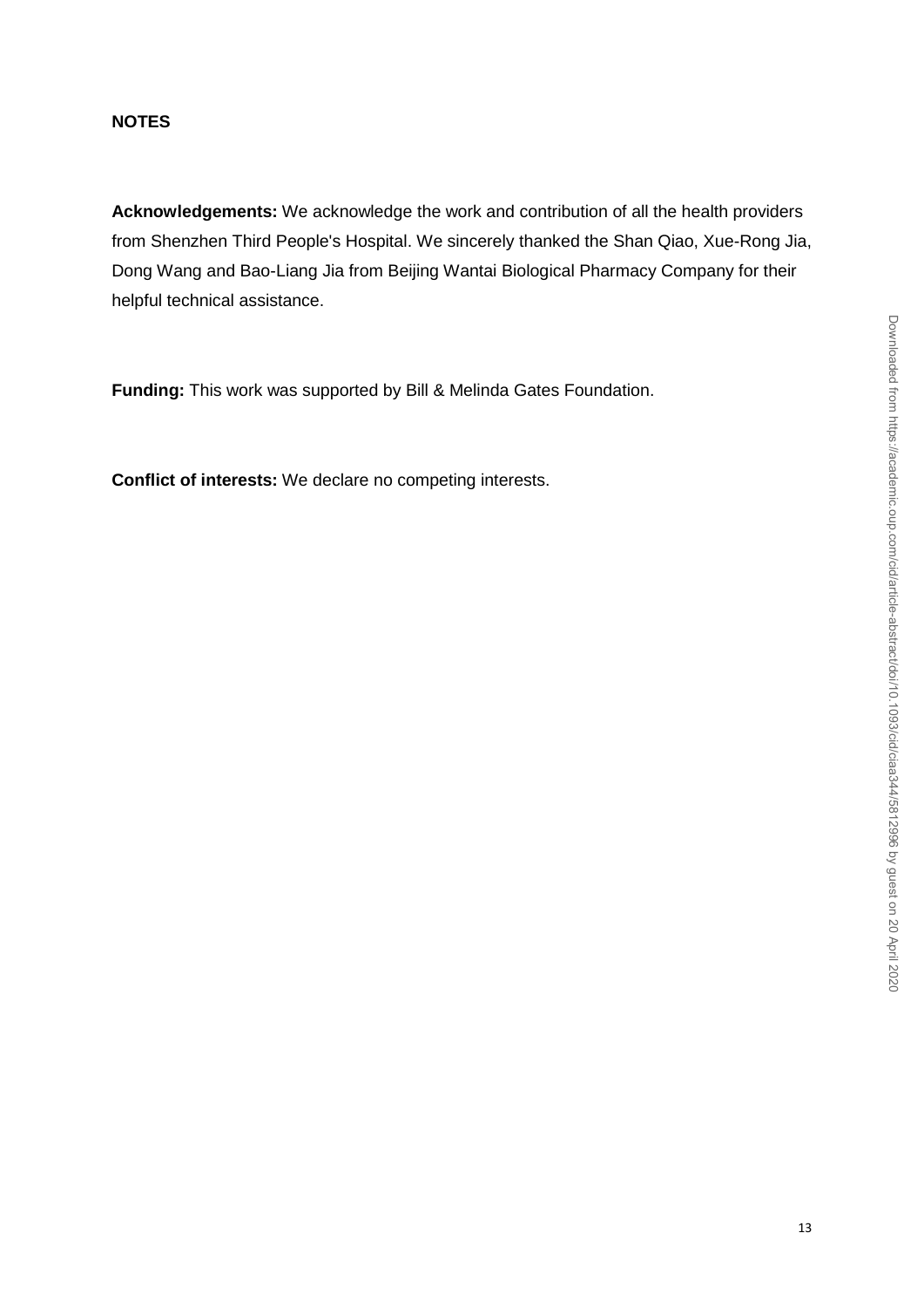## NOTES

**Acknowledgements:** We acknowledge the work and contribution of all the health providers from Shenzhen Third People's Hospital. We sincerely thanked the Shan Qiao, Xue-Rong Jia, Dong Wang and Bao-Liang Jia from Beijing Wantai Biological Pharmacy Company for their helpful technical assistance.

**Funding:** This work was supported by Bill & Melinda Gates Foundation.

**Conflict of interests:** We declare no competing interests.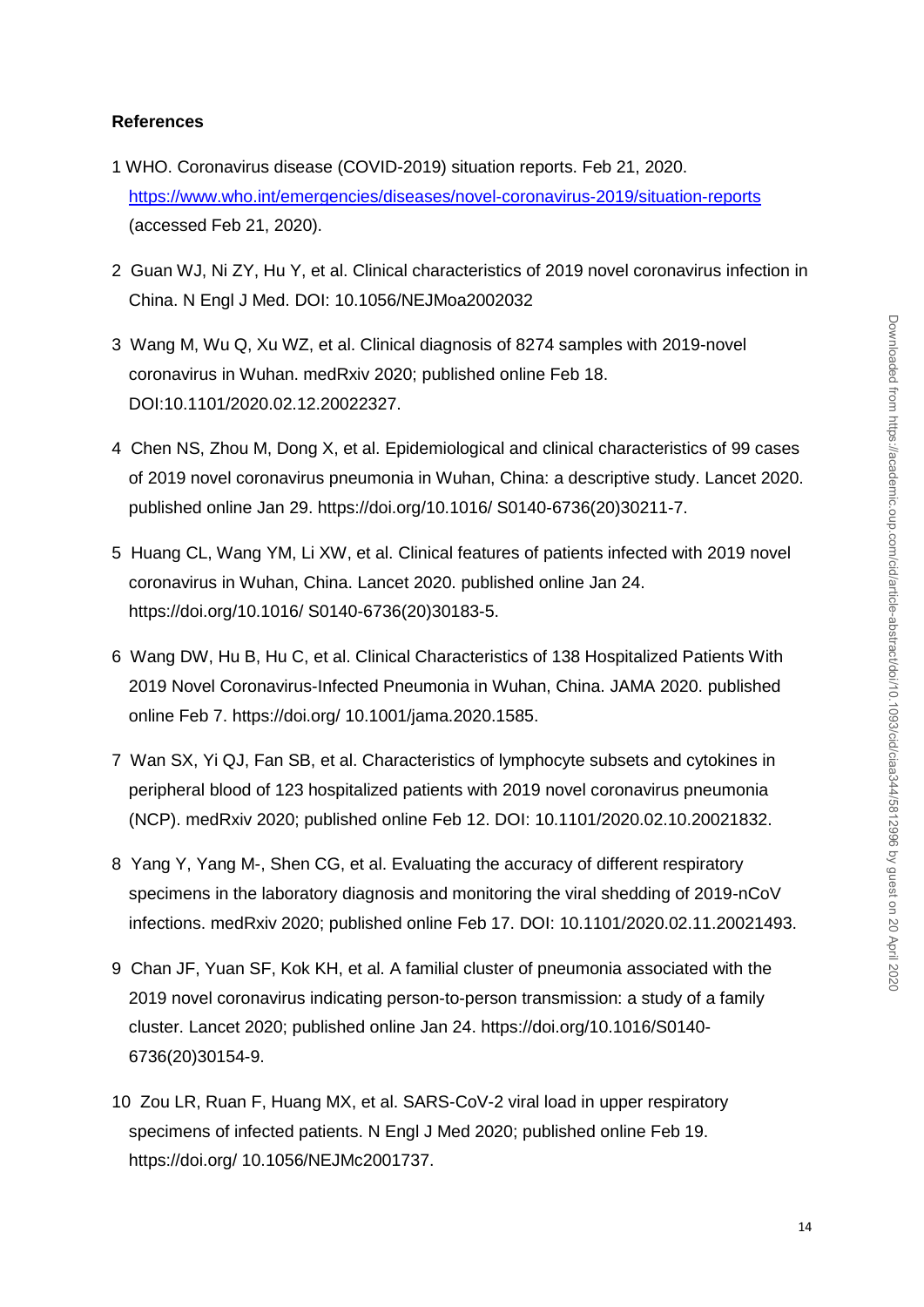**References**

1 WHO. Coronavirus disease (COVID-2019) situation reports. Feb 21, 2020. https://www.who.int/emergencies/diseases/novel-coronavirus-2019/situation-reports (accessed Feb 21, 2020).

2 Guan WJ, Ni ZY, Hu Y, et al. Clinical characteristics of 2019 novel coronavirus infection in China. N Engl J Med. DOI: 10.1056/NEJMoa2002032

3 Wang M, Wu Q, Xu WZ, et al. Clinical diagnosis of 8274 samples with 2019-novel coronavirus in Wuhan. medRxiv 2020; published online Feb 18. DOI:10.1101/2020.02.12.20022327.

4 Chen NS, Zhou M, Dong X, et al. Epidemiological and clinical characteristics of 99 cases of 2019 novel coronavirus pneumonia in Wuhan, China: a descriptive study. Lancet 2020. published online Jan 29. https://doi.org/10.1016/ S0140-6736(20)30211-7.

5 Huang CL, Wang YM, Li XW, et al. Clinical features of patients infected with 2019 novel coronavirus in Wuhan, China. Lancet 2020. published online Jan 24. https://doi.org/10.1016/ S0140-6736(20)30183-5.

6 Wang DW, Hu B, Hu C, et al. Clinical Characteristics of 138 Hospitalized Patients With 2019 Novel Coronavirus-Infected Pneumonia in Wuhan, China. JAMA 2020. published online Feb 7. https://doi.org/ 10.1001/jama.2020.1585.

7 Wan SX, Yi QJ, Fan SB, et al. Characteristics of lymphocyte subsets and cytokines in peripheral blood of 123 hospitalized patients with 2019 novel coronavirus pneumonia (NCP). medRxiv 2020; published online Feb 12. DOI: 10.1101/2020.02.10.20021832.

8 Yang Y, Yang M-, Shen CG, et al. Evaluating the accuracy of different respiratory specimens in the laboratory diagnosis and monitoring the viral shedding of 2019-nCoV infections. medRxiv 2020; published online Feb 17. DOI: 10.1101/2020.02.11.20021493.

9 Chan JF, Yuan SF, Kok KH, et al. A familial cluster of pneumonia associated with the 2019 novel coronavirus indicating person-to-person transmission: a study of a family cluster. Lancet 2020; published online Jan 24. https://doi.org/10.1016/S0140-6736(20)30154-9.

10 Zou LR, Ruan F, Huang MX, et al. SARS-CoV-2 viral load in upper respiratory specimens of infected patients. N Engl J Med 2020; published online Feb 19. https://doi.org/ 10.1056/NEJMc2001737.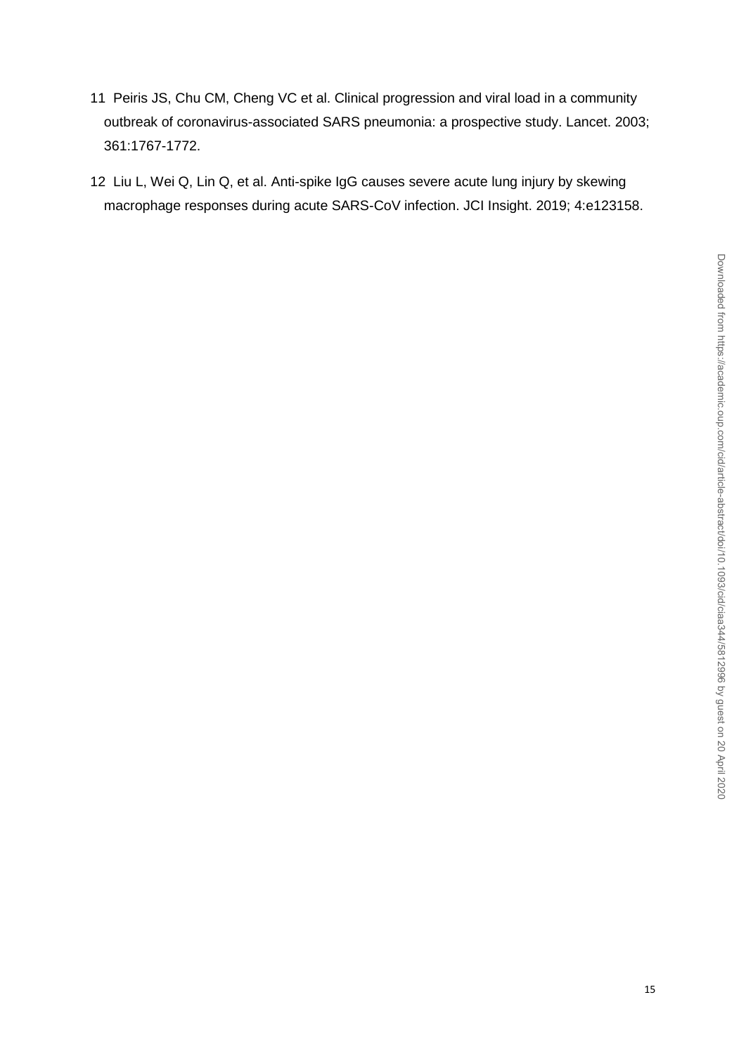11 Peiris JS, Chu CM, Cheng VC et al. Clinical progression and viral load in a community outbreak of coronavirus-associated SARS pneumonia: a prospective study. Lancet. 2003; 361:1767-1772.

12 Liu L, Wei Q, Lin Q, et al. Anti-spike IgG causes severe acute lung injury by skewing macrophage responses during acute SARS-CoV infection. JCI Insight. 2019; 4:e123158.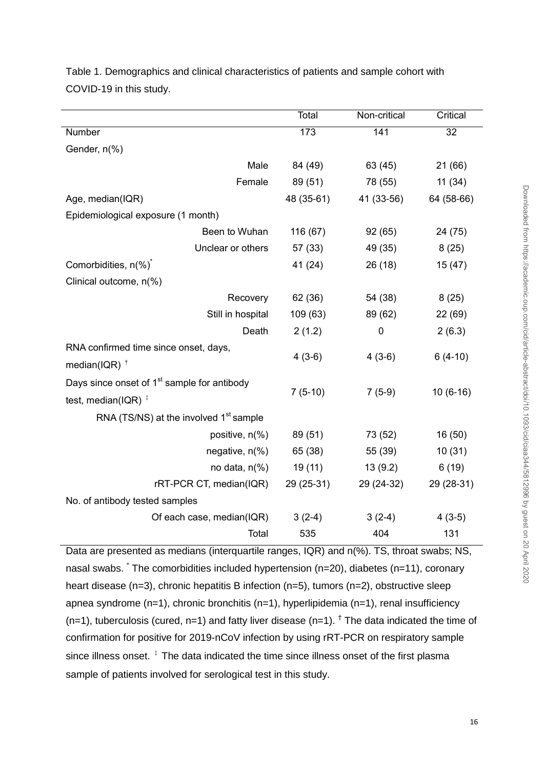Table 1. Demographics and clinical characteristics of patients and sample cohort with COVID-19 in this study.

| | Total | Non-critical | Critical |
|---|---|---|---|
| Number | 173 | 141 | 32 |
| Gender, n(%) | | | |
| Male | 84 (49) | 63 (45) | 21 (66) |
| Female | 89 (51) | 78 (55) | 11 (34) |
| Age, median(IQR) | 48 (35-61) | 41 (33-56) | 64 (58-66) |
| Epidemiological exposure (1 month) | | | |
| Been to Wuhan | 116 (67) | 92 (65) | 24 (75) |
| Unclear or others | 57 (33) | 49 (35) | 8 (25) |
| Comorbidities, n(%)* | 41 (24) | 26 (18) | 15 (47) |
| Clinical outcome, n(%) | | | |
| Recovery | 62 (36) | 54 (38) | 8 (25) |
| Still in hospital | 109 (63) | 89 (62) | 22 (69) |
| Death | 2 (1.2) | 0 | 2 (6.3) |
| RNA confirmed time since onset, days, median(IQR) † | 4 (3-6) | 4 (3-6) | 6 (4-10) |
| Days since onset of 1st sample for antibody test, median(IQR) ‡ | 7 (5-10) | 7 (5-9) | 10 (6-16) |
| RNA (TS/NS) at the involved 1st sample | | | |
| positive, n(%) | 89 (51) | 73 (52) | 16 (50) |
| negative, n(%) | 65 (38) | 55 (39) | 10 (31) |
| no data, n(%) | 19 (11) | 13 (9.2) | 6 (19) |
| rRT-PCR CT, median(IQR) | 29 (25-31) | 29 (24-32) | 29 (28-31) |
| No. of antibody tested samples | | | |
| Of each case, median(IQR) | 3 (2-4) | 3 (2-4) | 4 (3-5) |
| Total | 535 | 404 | 131 |

Data are presented as medians (interquartile ranges, IQR) and n(%). TS, throat swabs; NS, nasal swabs. * The comorbidities included hypertension (n=20), diabetes (n=11), coronary heart disease (n=3), chronic hepatitis B infection (n=5), tumors (n=2), obstructive sleep apnea syndrome (n=1), chronic bronchitis (n=1), hyperlipidemia (n=1), renal insufficiency (n=1), tuberculosis (cured, n=1) and fatty liver disease (n=1). † The data indicated the time of confirmation for positive for 2019-nCoV infection by using rRT-PCR on respiratory sample since illness onset. ‡ The data indicated the time since illness onset of the first plasma sample of patients involved for serological test in this study.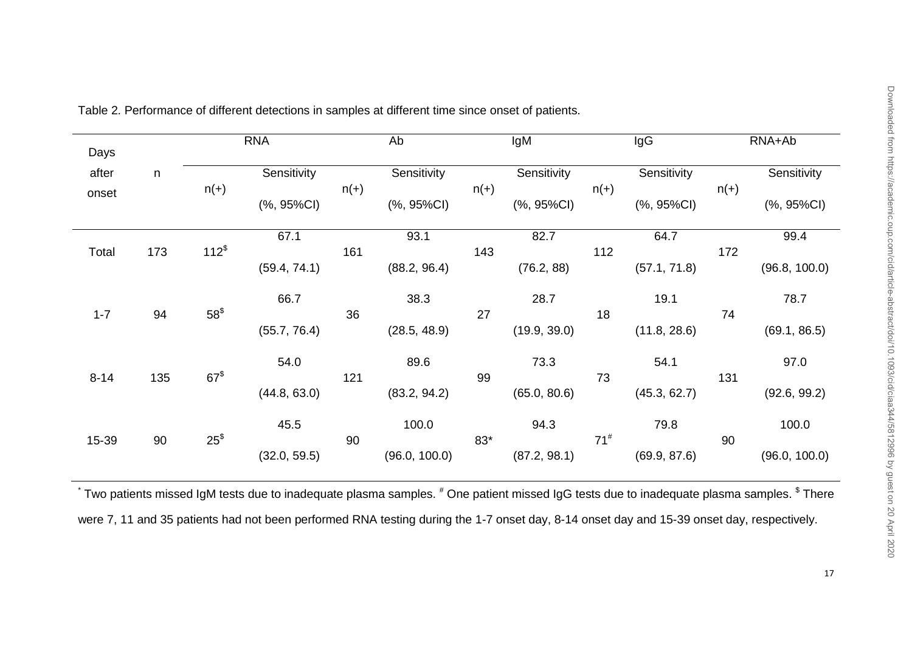Table 2. Performance of different detections in samples at different time since onset of patients.

| Days after onset | n | RNA | | Ab | | IgM | | IgG | | RNA+Ab | |
|---|---|---|---|---|---|---|---|---|---|---|---|
| | | n(+) | Sensitivity (%, 95%CI) | n(+) | Sensitivity (%, 95%CI) | n(+) | Sensitivity (%, 95%CI) | n(+) | Sensitivity (%, 95%CI) | n(+) | Sensitivity (%, 95%CI) |
| Total | 173 | 112[$] | 67.1 (59.4, 74.1) | 161 | 93.1 (88.2, 96.4) | 143 | 82.7 (76.2, 88) | 112 | 64.7 (57.1, 71.8) | 172 | 99.4 (96.8, 100.0) |
| 1-7 | 94 | 58[$] | 66.7 (55.7, 76.4) | 36 | 38.3 (28.5, 48.9) | 27 | 28.7 (19.9, 39.0) | 18 | 19.1 (11.8, 28.6) | 74 | 78.7 (69.1, 86.5) |
| 8-14 | 135 | 67[$] | 54.0 (44.8, 63.0) | 121 | 89.6 (83.2, 94.2) | 99 | 73.3 (65.0, 80.6) | 73 | 54.1 (45.3, 62.7) | 131 | 97.0 (92.6, 99.2) |
| 15-39 | 90 | 25[$] | 45.5 (32.0, 59.5) | 90 | 100.0 (96.0, 100.0) | 83* | 94.3 (87.2, 98.1) | 71[#] | 79.8 (69.9, 87.6) | 90 | 100.0 (96.0, 100.0) |

[*] Two patients missed IgM tests due to inadequate plasma samples. [#] One patient missed IgG tests due to inadequate plasma samples. [$] There were 7, 11 and 35 patients had not been performed RNA testing during the 1-7 onset day, 8-14 onset day and 15-39 onset day, respectively.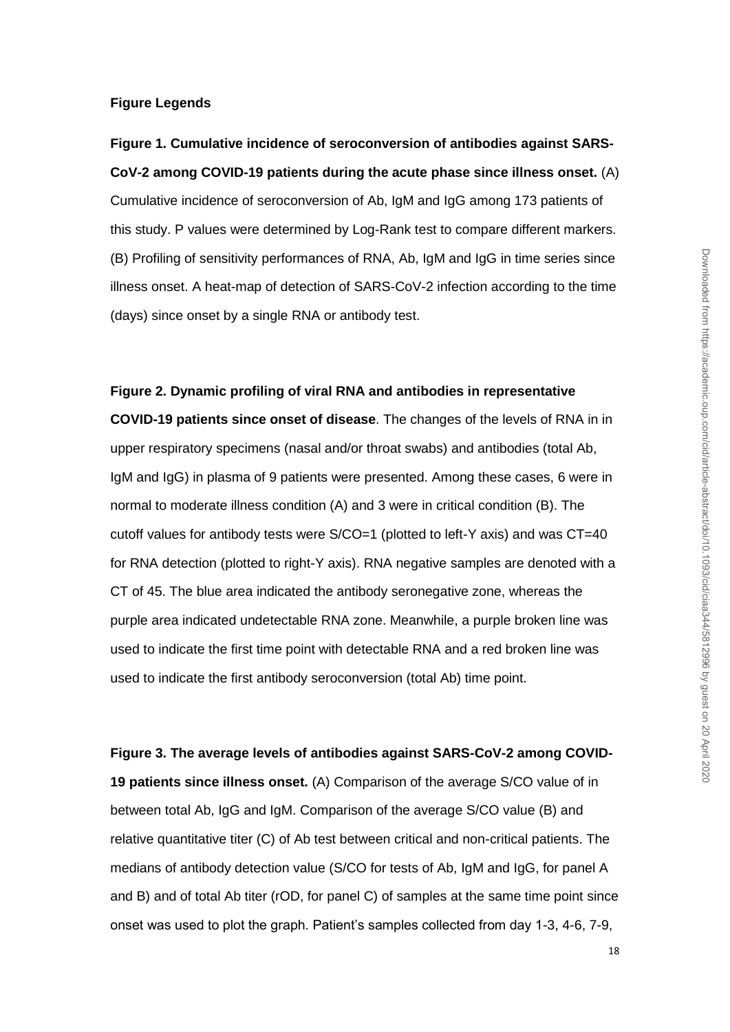**Figure Legends**

**Figure 1. Cumulative incidence of seroconversion of antibodies against SARS-CoV-2 among COVID-19 patients during the acute phase since illness onset.** (A) Cumulative incidence of seroconversion of Ab, IgM and IgG among 173 patients of this study. P values were determined by Log-Rank test to compare different markers. (B) Profiling of sensitivity performances of RNA, Ab, IgM and IgG in time series since illness onset. A heat-map of detection of SARS-CoV-2 infection according to the time (days) since onset by a single RNA or antibody test.

**Figure 2. Dynamic profiling of viral RNA and antibodies in representative COVID-19 patients since onset of disease**. The changes of the levels of RNA in in upper respiratory specimens (nasal and/or throat swabs) and antibodies (total Ab, IgM and IgG) in plasma of 9 patients were presented. Among these cases, 6 were in normal to moderate illness condition (A) and 3 were in critical condition (B). The cutoff values for antibody tests were S/CO=1 (plotted to left-Y axis) and was CT=40 for RNA detection (plotted to right-Y axis). RNA negative samples are denoted with a CT of 45. The blue area indicated the antibody seronegative zone, whereas the purple area indicated undetectable RNA zone. Meanwhile, a purple broken line was used to indicate the first time point with detectable RNA and a red broken line was used to indicate the first antibody seroconversion (total Ab) time point.

**Figure 3. The average levels of antibodies against SARS-CoV-2 among COVID-19 patients since illness onset.** (A) Comparison of the average S/CO value of in between total Ab, IgG and IgM. Comparison of the average S/CO value (B) and relative quantitative titer (C) of Ab test between critical and non-critical patients. The medians of antibody detection value (S/CO for tests of Ab, IgM and IgG, for panel A and B) and of total Ab titer (rOD, for panel C) of samples at the same time point since onset was used to plot the graph. Patient's samples collected from day 1-3, 4-6, 7-9,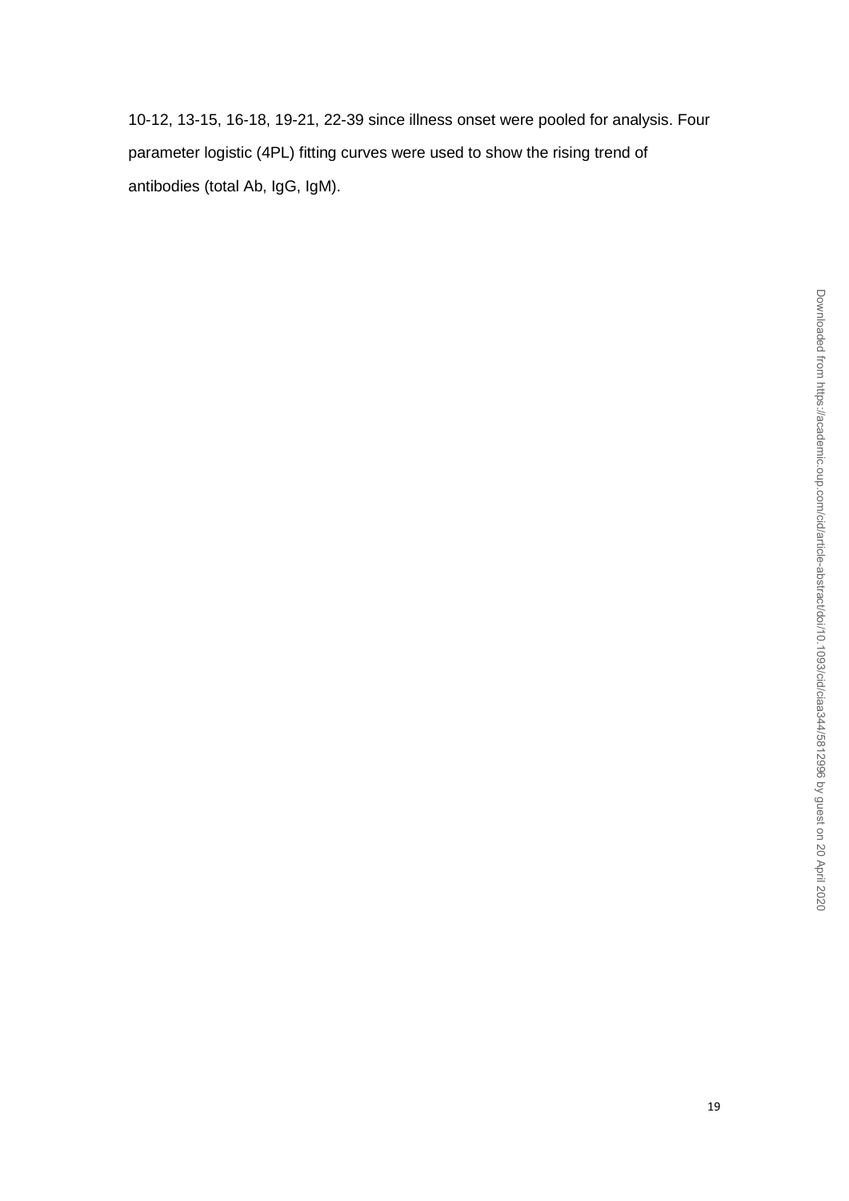10-12, 13-15, 16-18, 19-21, 22-39 since illness onset were pooled for analysis. Four parameter logistic (4PL) fitting curves were used to show the rising trend of antibodies (total Ab, IgG, IgM).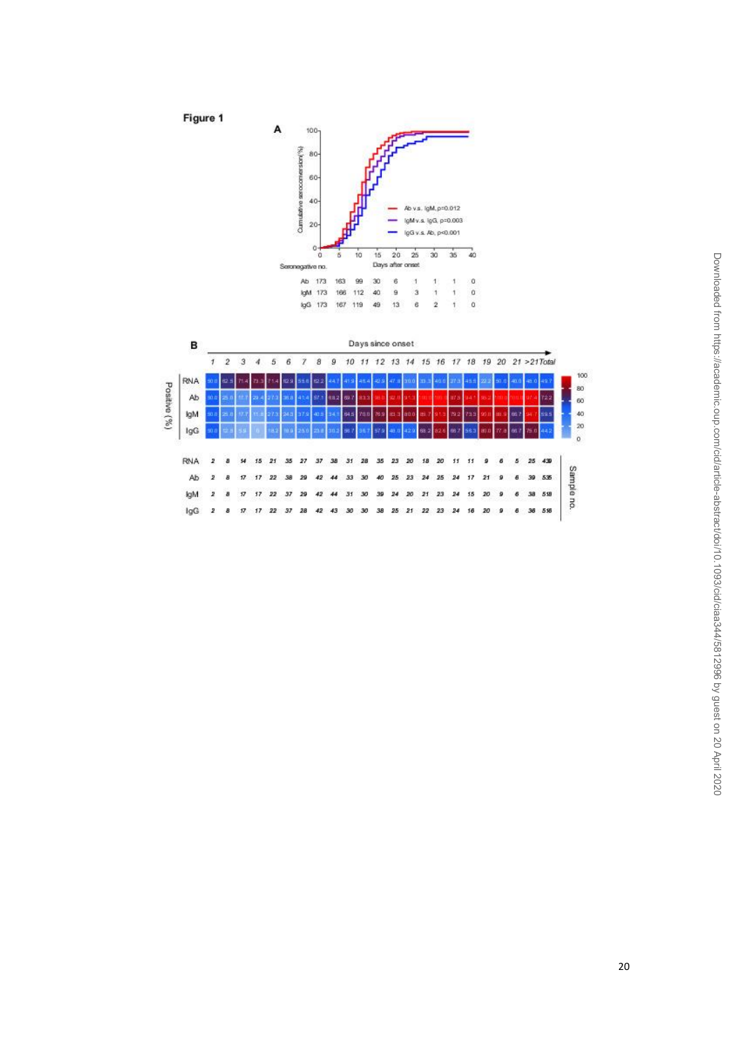Figure 1

**A**

Cumulative seroconversion (%) vs. Days after onset

- Ab v.s. IgM, p=0.012
- IgM v.s. IgG, p=0.003
- IgG v.s. Ab, p<0.001

| Seronegative no. | 0 | 5 | 10 | 15 | 20 | 25 | 30 | 35 | 40 |
|---|---|---|---|---|---|---|---|---|---|
| Ab | 173 | 163 | 99 | 30 | 6 | 1 | 1 | 1 | 0 |
| IgM | 173 | 166 | 112 | 40 | 9 | 3 | 1 | 1 | 0 |
| IgG | 173 | 167 | 119 | 49 | 13 | 6 | 2 | 1 | 0 |

**B**

Days since onset — Positive (%) for RNA, Ab, IgM, IgG

Sample no.

| | 1 | 2 | 3 | 4 | 5 | 6 | 7 | 8 | 9 | 10 | 11 | 12 | 13 | 14 | 15 | 16 | 17 | 18 | 19 | 20 | 21 | >21 | Total |
|---|---|---|---|---|---|---|---|---|---|---|---|---|---|---|---|---|---|---|---|---|---|---|---|
| RNA | 2 | 8 | 14 | 15 | 21 | 35 | 27 | 37 | 38 | 31 | 28 | 35 | 23 | 20 | 18 | 20 | 11 | 11 | 9 | 6 | 5 | 25 | 439 |
| Ab | 2 | 8 | 17 | 17 | 22 | 38 | 29 | 42 | 44 | 33 | 30 | 40 | 25 | 23 | 24 | 25 | 24 | 17 | 21 | 9 | 6 | 39 | 535 |
| IgM | 2 | 8 | 17 | 17 | 22 | 37 | 29 | 42 | 44 | 31 | 30 | 39 | 24 | 20 | 21 | 23 | 24 | 15 | 20 | 9 | 6 | 38 | 518 |
| IgG | 2 | 8 | 17 | 17 | 22 | 37 | 28 | 42 | 43 | 30 | 30 | 38 | 25 | 21 | 22 | 23 | 24 | 16 | 20 | 9 | 6 | 36 | 516 |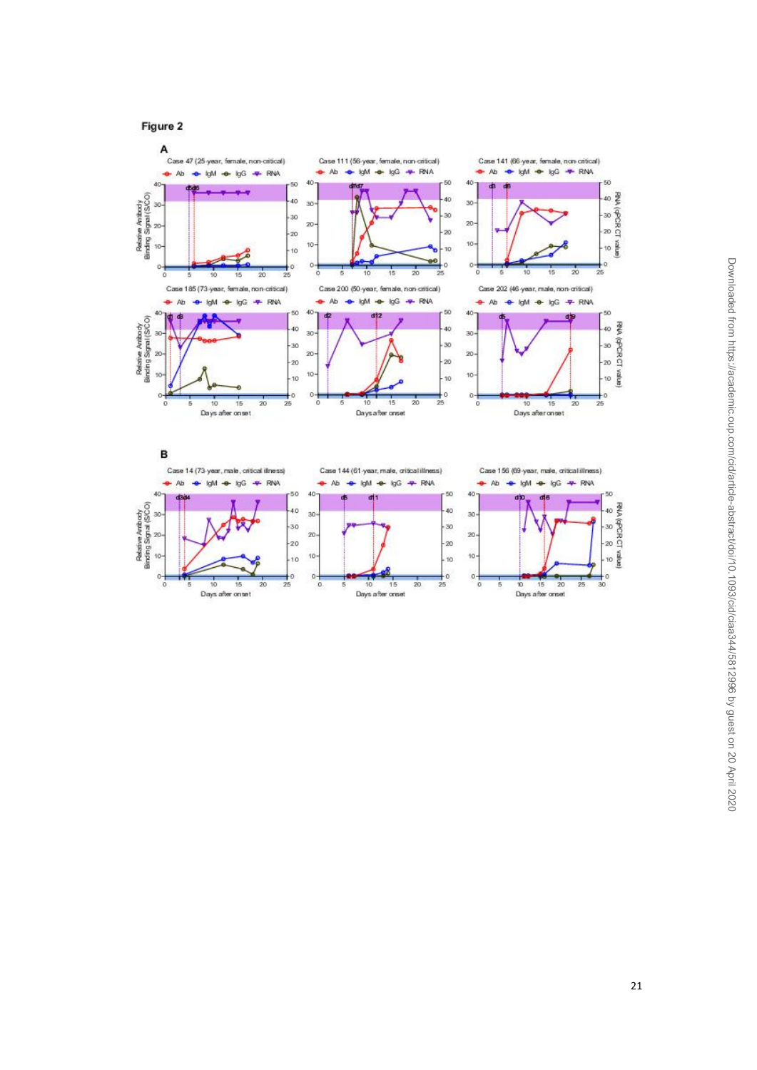# Figure 2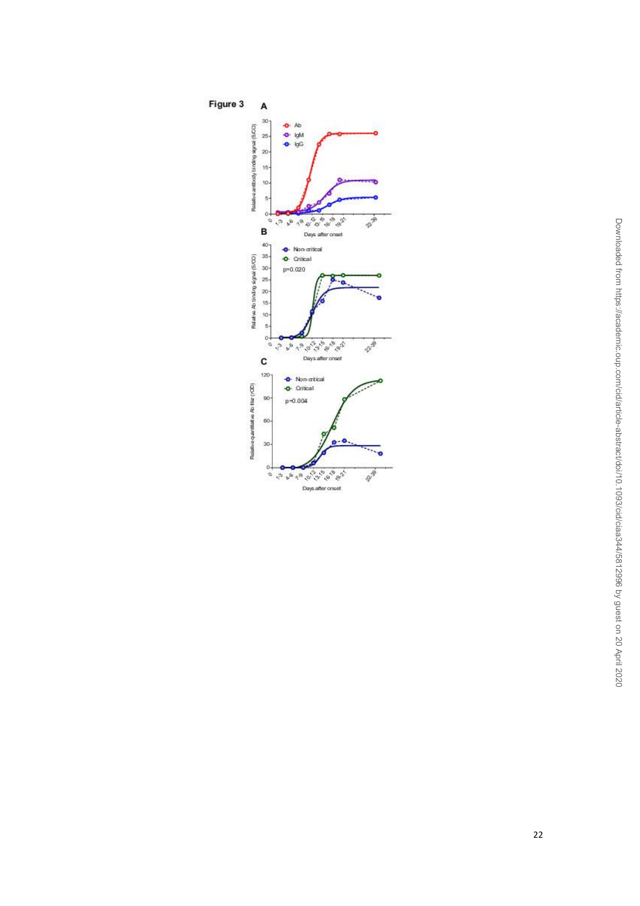Figure 3

A

Relative antibody binding signal (S/CO)

30
25
20
15
10
5
0

Ab
IgM
IgG

0 1-3 4-6 7-9 10-12 13-15 16-18 19-21 22-39

Days after onset

B

Relative Ab binding signal (S/CO)

40
35
30
25
20
15
10
5
0

Non-critical
Critical
p=0.020

0 1-3 4-6 7-9 10-12 13-15 16-18 19-21 22-39

Days after onset

C

Relative quantitative Ab titer (rOD)

120
90
60
30
0

Non-critical
Critical
p=0.004

0 1-3 4-6 7-9 10-12 13-15 16-18 19-21 22-39

Days after onset